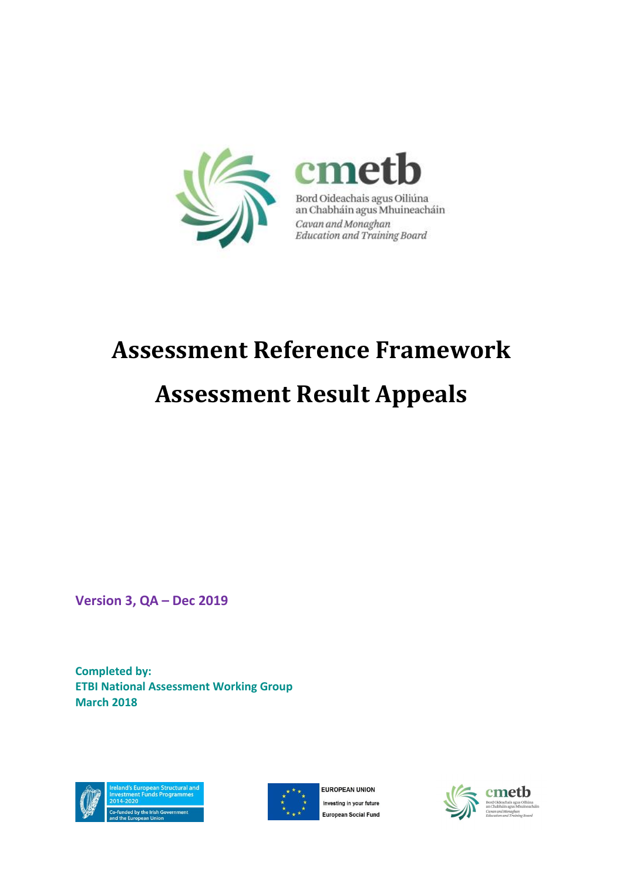cmetb

Bord Oideachais agus Oiliúna an Chabháin agus Mhuineacháin

*Cavan and Monaghan Education and Training Board*

# Assessment Reference Framework

# Assessment Result Appeals

**Version 3, QA – Dec 2019**

**Completed by:**
**ETBI National Assessment Working Group**
**March 2018**

Ireland's European Structural and Investment Funds Programmes 2014-2020

Co-funded by the Irish Government and the European Union

EUROPEAN UNION

Investing in your future

European Social Fund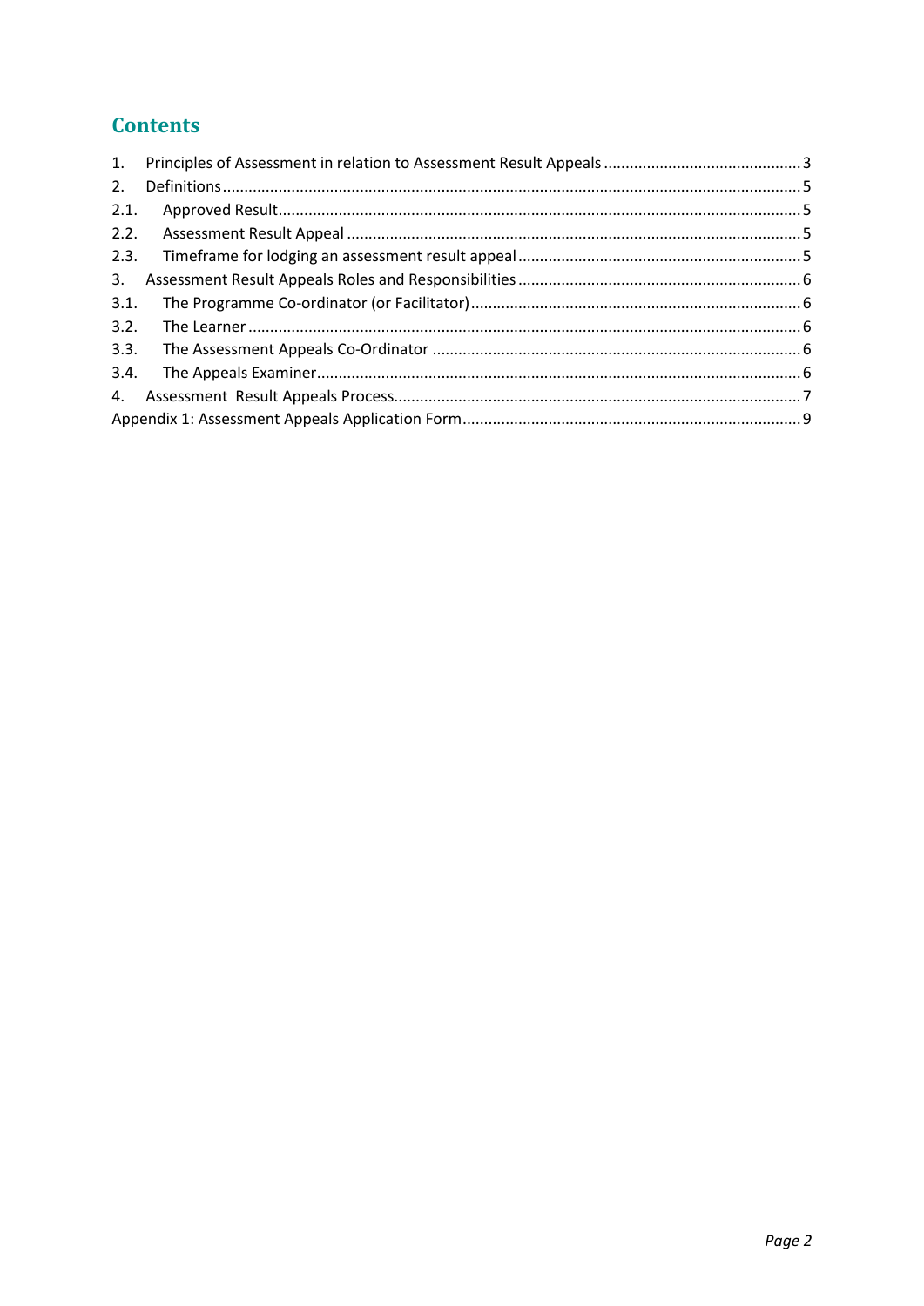# Contents

1. Principles of Assessment in relation to Assessment Result Appeals ........ 3
2. Definitions ........ 5
   - 2.1. Approved Result ........ 5
   - 2.2. Assessment Result Appeal ........ 5
   - 2.3. Timeframe for lodging an assessment result appeal ........ 5
3. Assessment Result Appeals Roles and Responsibilities ........ 6
   - 3.1. The Programme Co-ordinator (or Facilitator) ........ 6
   - 3.2. The Learner ........ 6
   - 3.3. The Assessment Appeals Co-Ordinator ........ 6
   - 3.4. The Appeals Examiner ........ 6
4. Assessment Result Appeals Process ........ 7

Appendix 1: Assessment Appeals Application Form ........ 9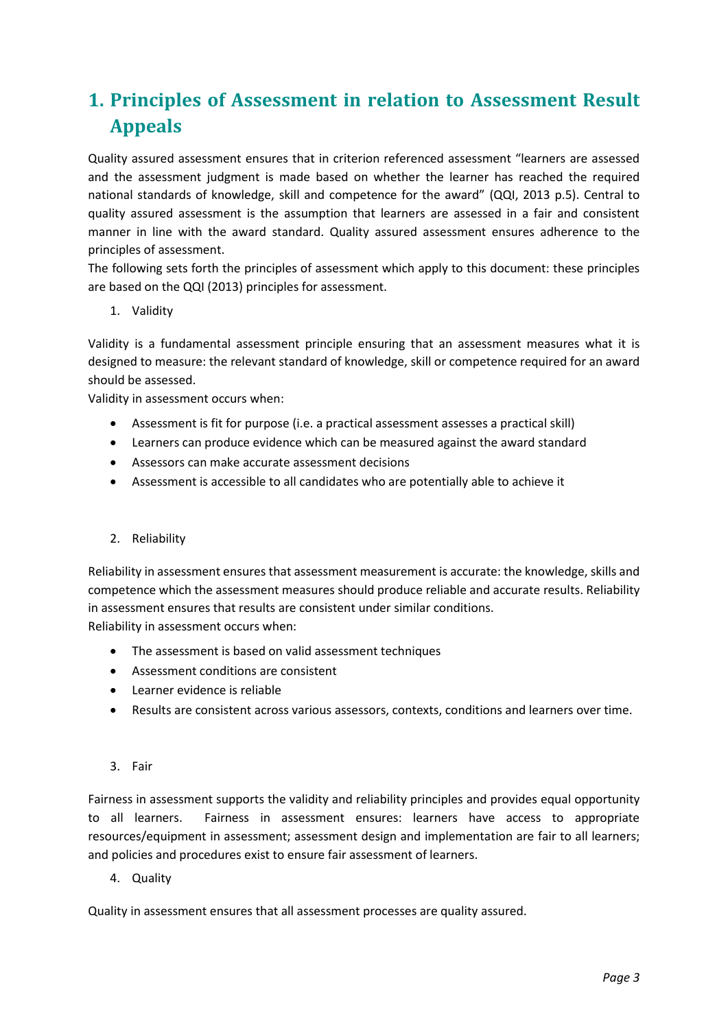# 1. Principles of Assessment in relation to Assessment Result Appeals

Quality assured assessment ensures that in criterion referenced assessment "learners are assessed and the assessment judgment is made based on whether the learner has reached the required national standards of knowledge, skill and competence for the award" (QQI, 2013 p.5). Central to quality assured assessment is the assumption that learners are assessed in a fair and consistent manner in line with the award standard. Quality assured assessment ensures adherence to the principles of assessment.

The following sets forth the principles of assessment which apply to this document: these principles are based on the QQI (2013) principles for assessment.

1. Validity

Validity is a fundamental assessment principle ensuring that an assessment measures what it is designed to measure: the relevant standard of knowledge, skill or competence required for an award should be assessed.

Validity in assessment occurs when:

- Assessment is fit for purpose (i.e. a practical assessment assesses a practical skill)
- Learners can produce evidence which can be measured against the award standard
- Assessors can make accurate assessment decisions
- Assessment is accessible to all candidates who are potentially able to achieve it

2. Reliability

Reliability in assessment ensures that assessment measurement is accurate: the knowledge, skills and competence which the assessment measures should produce reliable and accurate results. Reliability in assessment ensures that results are consistent under similar conditions.

Reliability in assessment occurs when:

- The assessment is based on valid assessment techniques
- Assessment conditions are consistent
- Learner evidence is reliable
- Results are consistent across various assessors, contexts, conditions and learners over time.

3. Fair

Fairness in assessment supports the validity and reliability principles and provides equal opportunity to all learners. Fairness in assessment ensures: learners have access to appropriate resources/equipment in assessment; assessment design and implementation are fair to all learners; and policies and procedures exist to ensure fair assessment of learners.

4. Quality

Quality in assessment ensures that all assessment processes are quality assured.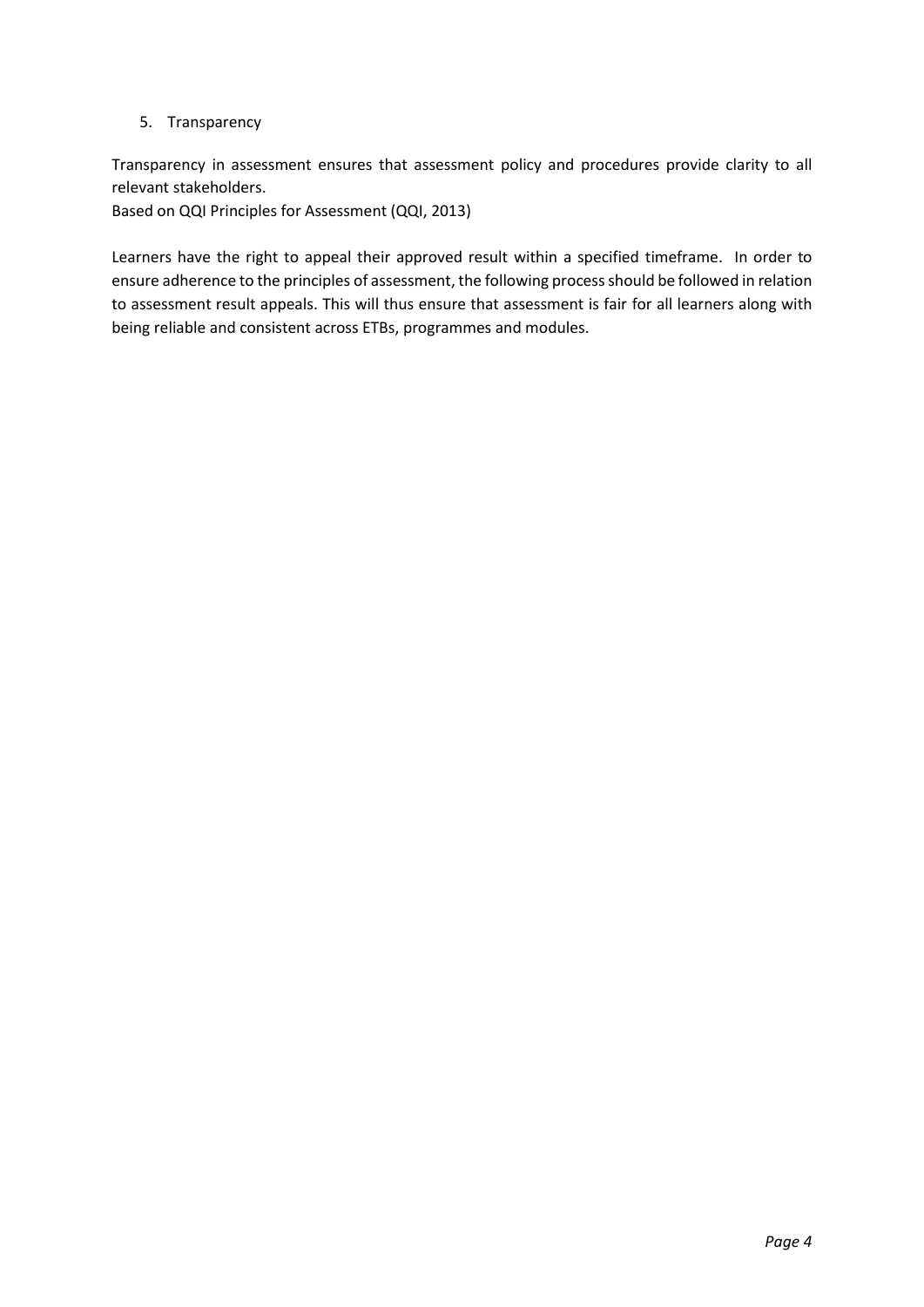5. Transparency

Transparency in assessment ensures that assessment policy and procedures provide clarity to all relevant stakeholders.
Based on QQI Principles for Assessment (QQI, 2013)

Learners have the right to appeal their approved result within a specified timeframe. In order to ensure adherence to the principles of assessment, the following process should be followed in relation to assessment result appeals. This will thus ensure that assessment is fair for all learners along with being reliable and consistent across ETBs, programmes and modules.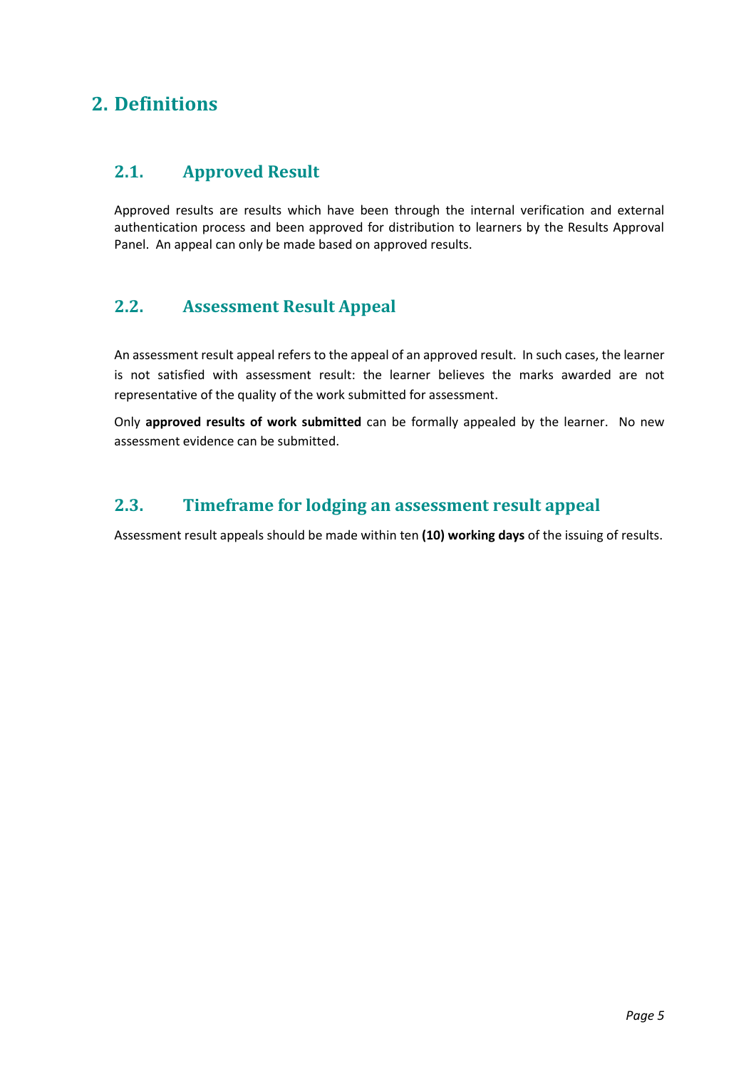# 2. Definitions

## 2.1. Approved Result

Approved results are results which have been through the internal verification and external authentication process and been approved for distribution to learners by the Results Approval Panel. An appeal can only be made based on approved results.

## 2.2. Assessment Result Appeal

An assessment result appeal refers to the appeal of an approved result. In such cases, the learner is not satisfied with assessment result: the learner believes the marks awarded are not representative of the quality of the work submitted for assessment.

Only **approved results of work submitted** can be formally appealed by the learner. No new assessment evidence can be submitted.

## 2.3. Timeframe for lodging an assessment result appeal

Assessment result appeals should be made within ten **(10) working days** of the issuing of results.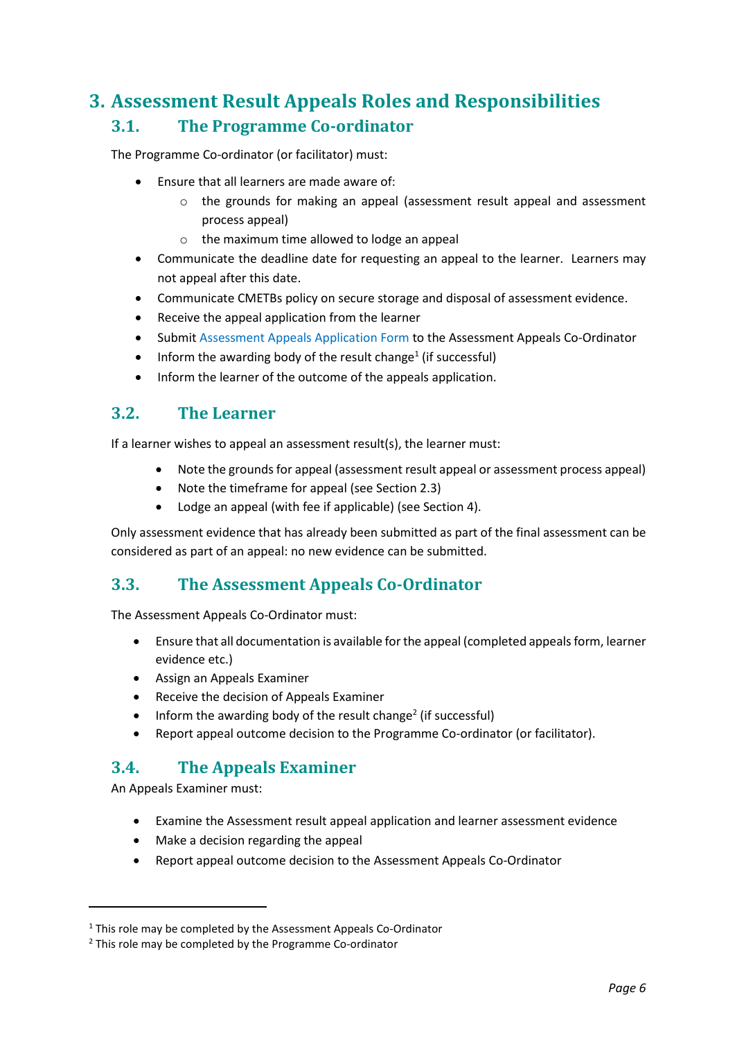# 3. Assessment Result Appeals Roles and Responsibilities

## 3.1. The Programme Co-ordinator

The Programme Co-ordinator (or facilitator) must:

- Ensure that all learners are made aware of:
  - the grounds for making an appeal (assessment result appeal and assessment process appeal)
  - the maximum time allowed to lodge an appeal
- Communicate the deadline date for requesting an appeal to the learner. Learners may not appeal after this date.
- Communicate CMETBs policy on secure storage and disposal of assessment evidence.
- Receive the appeal application from the learner
- Submit Assessment Appeals Application Form to the Assessment Appeals Co-Ordinator
- Inform the awarding body of the result change[1] (if successful)
- Inform the learner of the outcome of the appeals application.

## 3.2. The Learner

If a learner wishes to appeal an assessment result(s), the learner must:

- Note the grounds for appeal (assessment result appeal or assessment process appeal)
- Note the timeframe for appeal (see Section 2.3)
- Lodge an appeal (with fee if applicable) (see Section 4).

Only assessment evidence that has already been submitted as part of the final assessment can be considered as part of an appeal: no new evidence can be submitted.

## 3.3. The Assessment Appeals Co-Ordinator

The Assessment Appeals Co-Ordinator must:

- Ensure that all documentation is available for the appeal (completed appeals form, learner evidence etc.)
- Assign an Appeals Examiner
- Receive the decision of Appeals Examiner
- Inform the awarding body of the result change[2] (if successful)
- Report appeal outcome decision to the Programme Co-ordinator (or facilitator).

## 3.4. The Appeals Examiner

An Appeals Examiner must:

- Examine the Assessment result appeal application and learner assessment evidence
- Make a decision regarding the appeal
- Report appeal outcome decision to the Assessment Appeals Co-Ordinator

---

[1] This role may be completed by the Assessment Appeals Co-Ordinator

[2] This role may be completed by the Programme Co-ordinator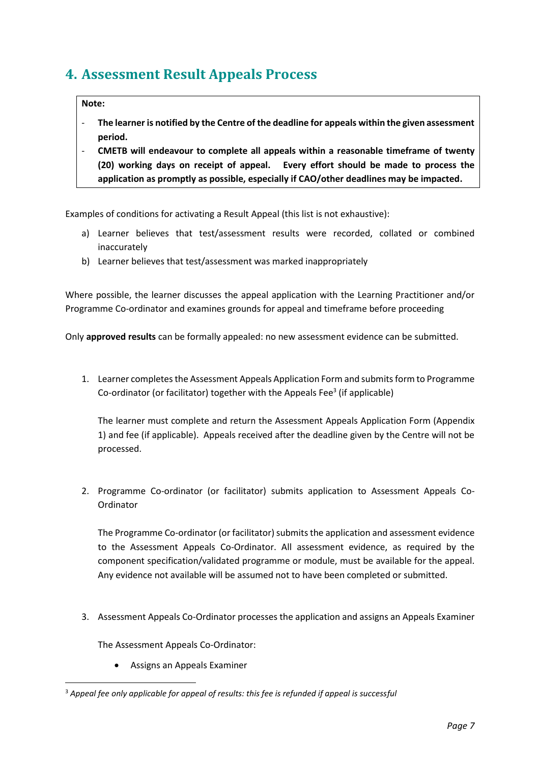## 4. Assessment Result Appeals Process

> **Note:**
>
> - **The learner is notified by the Centre of the deadline for appeals within the given assessment period.**
> - **CMETB will endeavour to complete all appeals within a reasonable timeframe of twenty (20) working days on receipt of appeal. Every effort should be made to process the application as promptly as possible, especially if CAO/other deadlines may be impacted.**

Examples of conditions for activating a Result Appeal (this list is not exhaustive):

a) Learner believes that test/assessment results were recorded, collated or combined inaccurately
b) Learner believes that test/assessment was marked inappropriately

Where possible, the learner discusses the appeal application with the Learning Practitioner and/or Programme Co-ordinator and examines grounds for appeal and timeframe before proceeding

Only **approved results** can be formally appealed: no new assessment evidence can be submitted.

1. Learner completes the Assessment Appeals Application Form and submits form to Programme Co-ordinator (or facilitator) together with the Appeals Fee[3] (if applicable)

   The learner must complete and return the Assessment Appeals Application Form (Appendix 1) and fee (if applicable). Appeals received after the deadline given by the Centre will not be processed.

2. Programme Co-ordinator (or facilitator) submits application to Assessment Appeals Co-Ordinator

   The Programme Co-ordinator (or facilitator) submits the application and assessment evidence to the Assessment Appeals Co-Ordinator. All assessment evidence, as required by the component specification/validated programme or module, must be available for the appeal. Any evidence not available will be assumed not to have been completed or submitted.

3. Assessment Appeals Co-Ordinator processes the application and assigns an Appeals Examiner

   The Assessment Appeals Co-Ordinator:

   - Assigns an Appeals Examiner

---

[3] *Appeal fee only applicable for appeal of results: this fee is refunded if appeal is successful*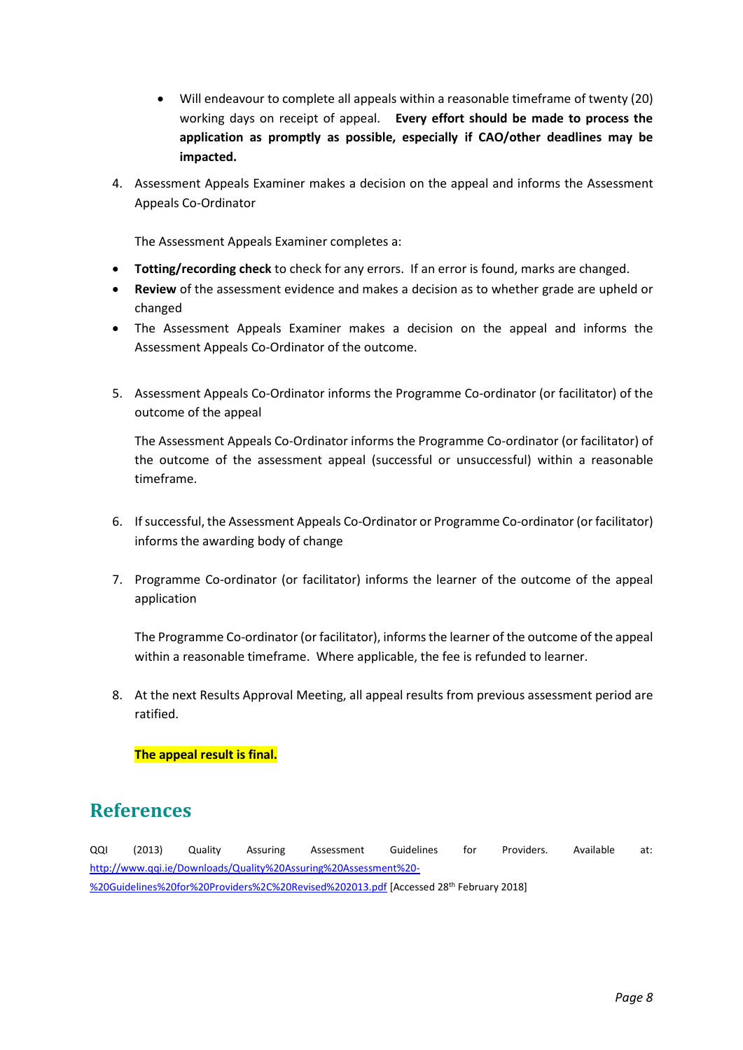- Will endeavour to complete all appeals within a reasonable timeframe of twenty (20) working days on receipt of appeal. **Every effort should be made to process the application as promptly as possible, especially if CAO/other deadlines may be impacted.**

4. Assessment Appeals Examiner makes a decision on the appeal and informs the Assessment Appeals Co-Ordinator

   The Assessment Appeals Examiner completes a:

- **Totting/recording check** to check for any errors. If an error is found, marks are changed.
- **Review** of the assessment evidence and makes a decision as to whether grade are upheld or changed
- The Assessment Appeals Examiner makes a decision on the appeal and informs the Assessment Appeals Co-Ordinator of the outcome.

5. Assessment Appeals Co-Ordinator informs the Programme Co-ordinator (or facilitator) of the outcome of the appeal

   The Assessment Appeals Co-Ordinator informs the Programme Co-ordinator (or facilitator) of the outcome of the assessment appeal (successful or unsuccessful) within a reasonable timeframe.

6. If successful, the Assessment Appeals Co-Ordinator or Programme Co-ordinator (or facilitator) informs the awarding body of change

7. Programme Co-ordinator (or facilitator) informs the learner of the outcome of the appeal application

   The Programme Co-ordinator (or facilitator), informs the learner of the outcome of the appeal within a reasonable timeframe. Where applicable, the fee is refunded to learner.

8. At the next Results Approval Meeting, all appeal results from previous assessment period are ratified.

   **The appeal result is final.**

# References

QQI (2013) Quality Assuring Assessment Guidelines for Providers. Available at: http://www.qqi.ie/Downloads/Quality%20Assuring%20Assessment%20-%20Guidelines%20for%20Providers%2C%20Revised%202013.pdf [Accessed 28th February 2018]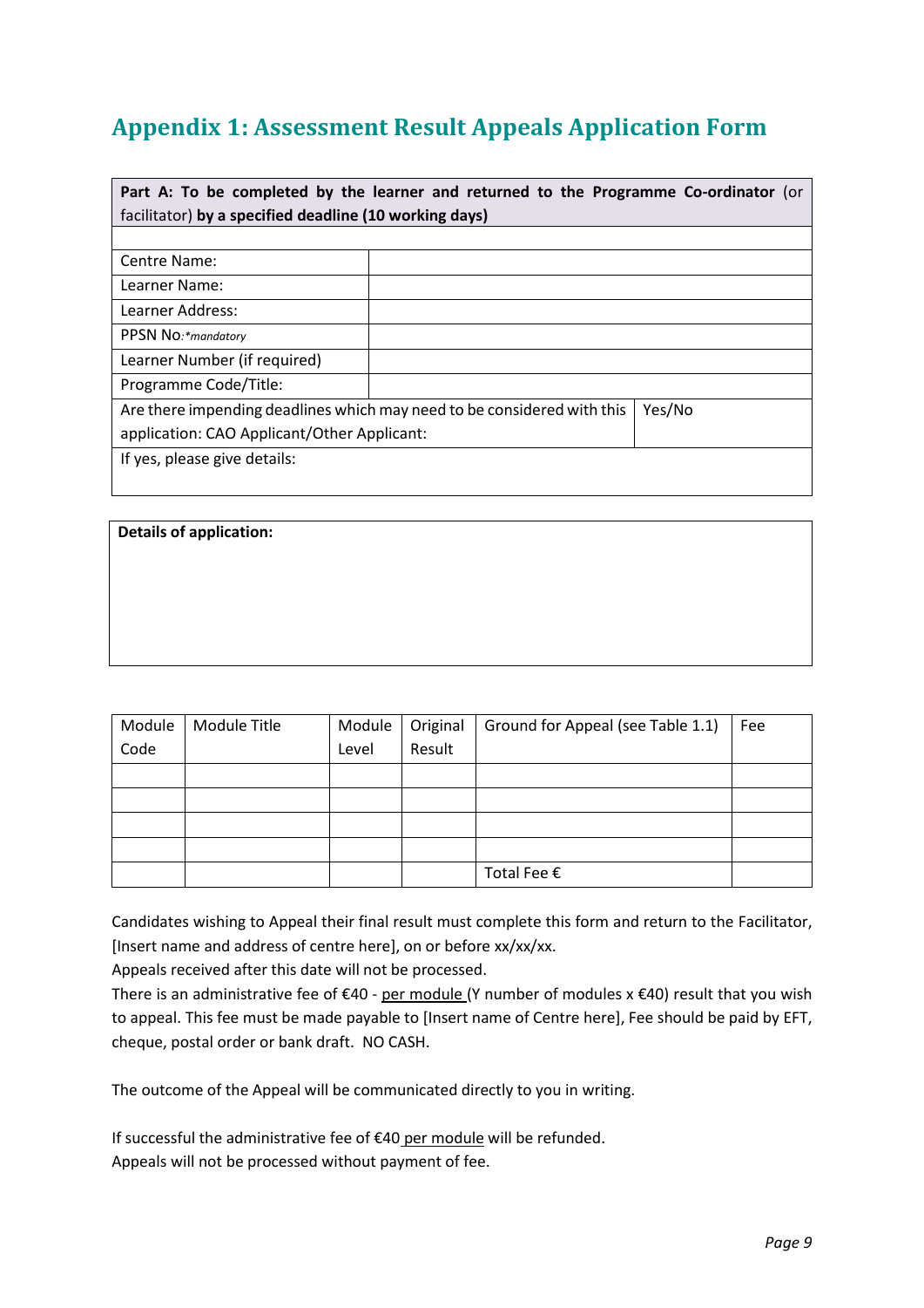## Appendix 1: Assessment Result Appeals Application Form

| **Part A: To be completed by the learner and returned to the Programme Co-ordinator** (or facilitator) **by a specified deadline (10 working days)** | |
|---|---|
| | |
| Centre Name: | |
| Learner Name: | |
| Learner Address: | |
| PPSN No:*mandatory* | |
| Learner Number (if required) | |
| Programme Code/Title: | |
| Are there impending deadlines which may need to be considered with this application: CAO Applicant/Other Applicant: | Yes/No |
| If yes, please give details: | |

| **Details of application:** |
|---|
| |

| Module Code | Module Title | Module Level | Original Result | Ground for Appeal (see Table 1.1) | Fee |
|---|---|---|---|---|---|
| | | | | | |
| | | | | | |
| | | | | | |
| | | | | | |
| | | | | Total Fee € | |

Candidates wishing to Appeal their final result must complete this form and return to the Facilitator, [Insert name and address of centre here], on or before xx/xx/xx.
Appeals received after this date will not be processed.
There is an administrative fee of €40 - per module (Y number of modules x €40) result that you wish to appeal. This fee must be made payable to [Insert name of Centre here], Fee should be paid by EFT, cheque, postal order or bank draft. NO CASH.

The outcome of the Appeal will be communicated directly to you in writing.

If successful the administrative fee of €40 per module will be refunded.
Appeals will not be processed without payment of fee.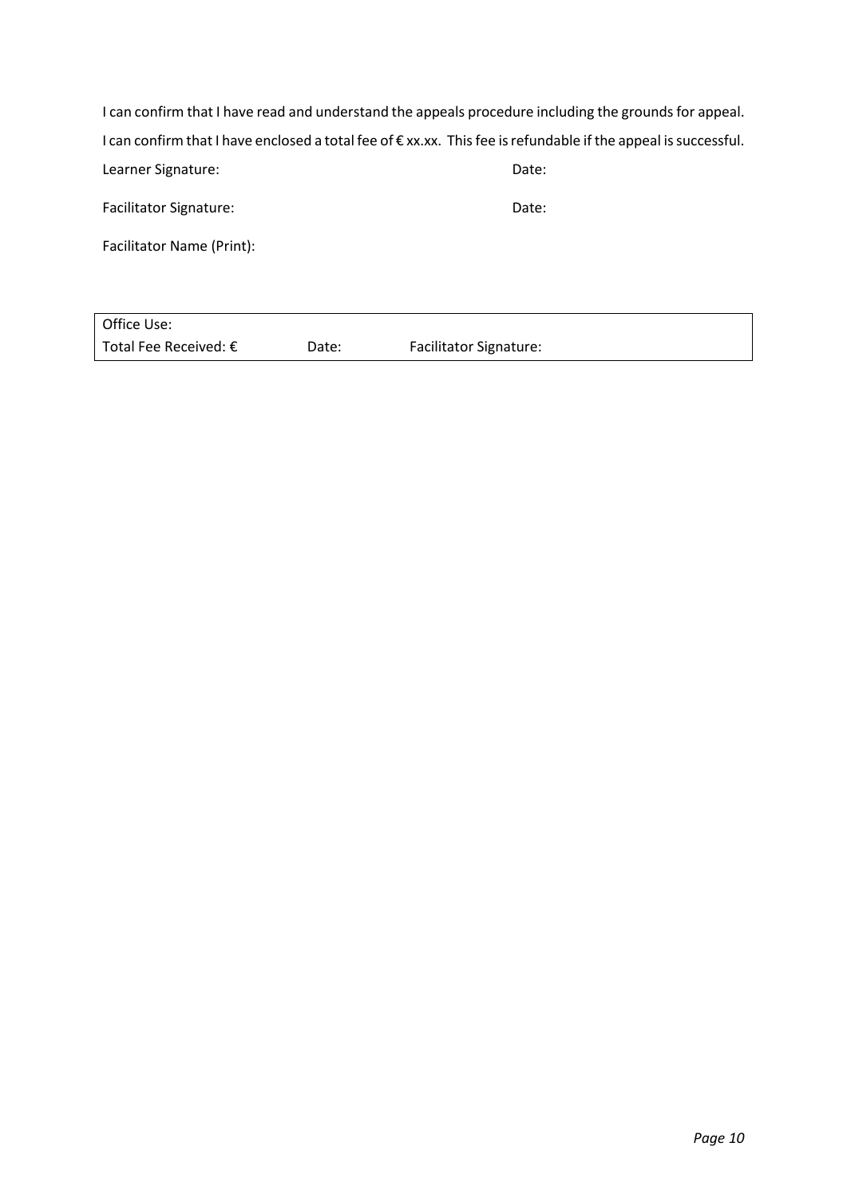I can confirm that I have read and understand the appeals procedure including the grounds for appeal.

I can confirm that I have enclosed a total fee of € xx.xx. This fee is refundable if the appeal is successful.

Learner Signature: Date:

Facilitator Signature: Date:

Facilitator Name (Print):

| Office Use: | | |
|---|---|---|
| Total Fee Received: € | Date: | Facilitator Signature: |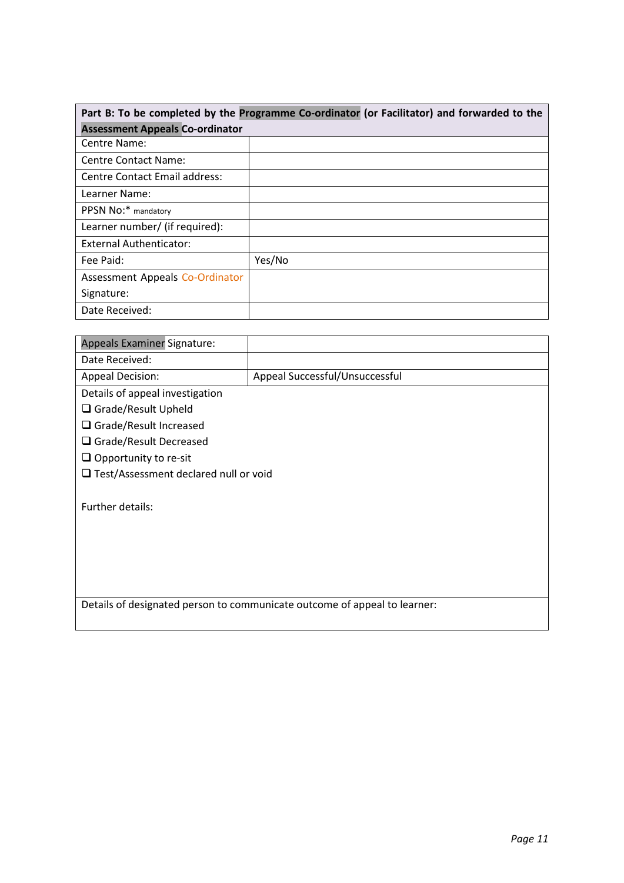| Part B: To be completed by the Programme Co-ordinator (or Facilitator) and forwarded to the Assessment Appeals Co-ordinator | |
|---|---|
| Centre Name: | |
| Centre Contact Name: | |
| Centre Contact Email address: | |
| Learner Name: | |
| PPSN No:* mandatory | |
| Learner number/ (if required): | |
| External Authenticator: | |
| Fee Paid: | Yes/No |
| Assessment Appeals Co-Ordinator Signature: | |
| Date Received: | |

| | |
|---|---|
| Appeals Examiner Signature: | |
| Date Received: | |
| Appeal Decision: | Appeal Successful/Unsuccessful |

Details of appeal investigation

- ❑ Grade/Result Upheld
- ❑ Grade/Result Increased
- ❑ Grade/Result Decreased
- ❑ Opportunity to re-sit
- ❑ Test/Assessment declared null or void

Further details:

Details of designated person to communicate outcome of appeal to learner: